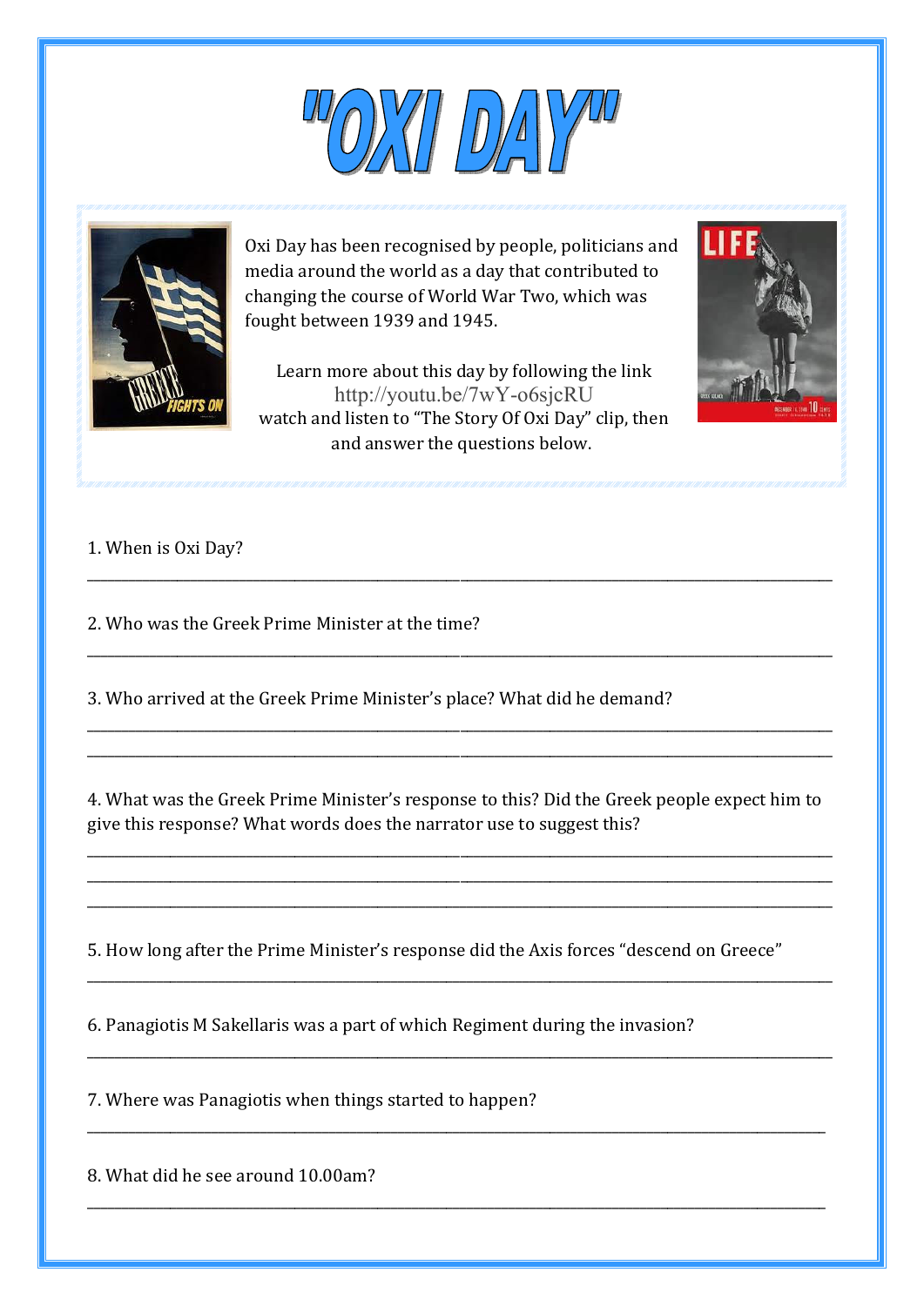# "OXI DAY"

Oxi Day has been recognised by people, politicians and media around the world as a day that contributed to changing the course of World War Two, which was fought between 1939 and 1945.

Learn more about this day by following the link http://youtu.be/7wY-o6sjcRU watch and listen to "The Story Of Oxi Day" clip, then and answer the questions below.

1. When is Oxi Day?

______________________________________________________________________________

2. Who was the Greek Prime Minister at the time?

______________________________________________________________________________

3. Who arrived at the Greek Prime Minister's place? What did he demand?

______________________________________________________________________________

______________________________________________________________________________

4. What was the Greek Prime Minister's response to this? Did the Greek people expect him to give this response? What words does the narrator use to suggest this?

______________________________________________________________________________

______________________________________________________________________________

______________________________________________________________________________

5. How long after the Prime Minister's response did the Axis forces "descend on Greece"

______________________________________________________________________________

6. Panagiotis M Sakellaris was a part of which Regiment during the invasion?

______________________________________________________________________________

7. Where was Panagiotis when things started to happen?

______________________________________________________________________________

8. What did he see around 10.00am?

______________________________________________________________________________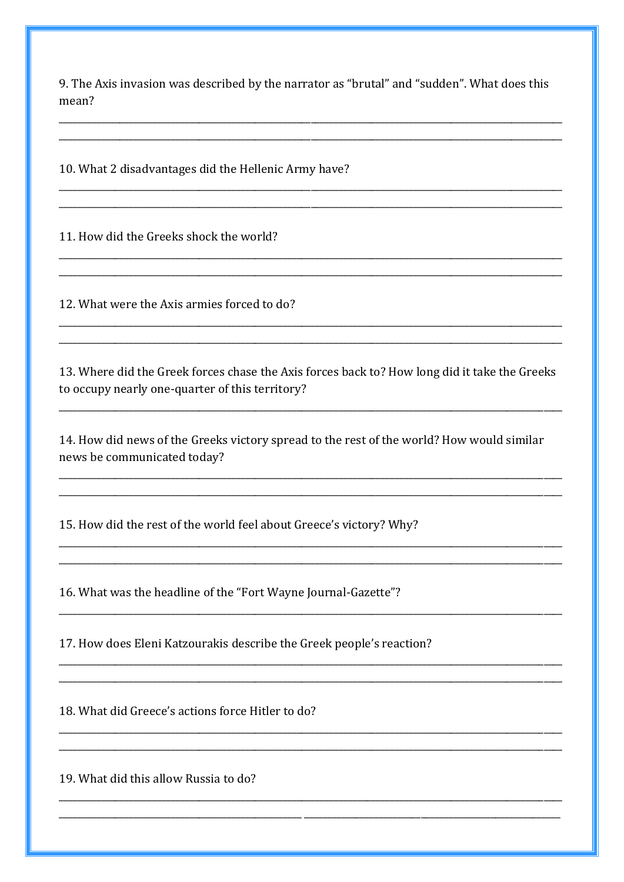9. The Axis invasion was described by the narrator as "brutal" and "sudden". What does this mean?

____________________________________________________________________________________________

____________________________________________________________________________________________

10. What 2 disadvantages did the Hellenic Army have?

____________________________________________________________________________________________

____________________________________________________________________________________________

11. How did the Greeks shock the world?

____________________________________________________________________________________________

____________________________________________________________________________________________

12. What were the Axis armies forced to do?

____________________________________________________________________________________________

____________________________________________________________________________________________

13. Where did the Greek forces chase the Axis forces back to? How long did it take the Greeks to occupy nearly one-quarter of this territory?

____________________________________________________________________________________________

14. How did news of the Greeks victory spread to the rest of the world? How would similar news be communicated today?

____________________________________________________________________________________________

____________________________________________________________________________________________

15. How did the rest of the world feel about Greece's victory? Why?

____________________________________________________________________________________________

____________________________________________________________________________________________

16. What was the headline of the "Fort Wayne Journal-Gazette"?

____________________________________________________________________________________________

17. How does Eleni Katzourakis describe the Greek people's reaction?

____________________________________________________________________________________________

____________________________________________________________________________________________

18. What did Greece's actions force Hitler to do?

____________________________________________________________________________________________

____________________________________________________________________________________________

19. What did this allow Russia to do?

____________________________________________________________________________________________

____________________________________________________________________________________________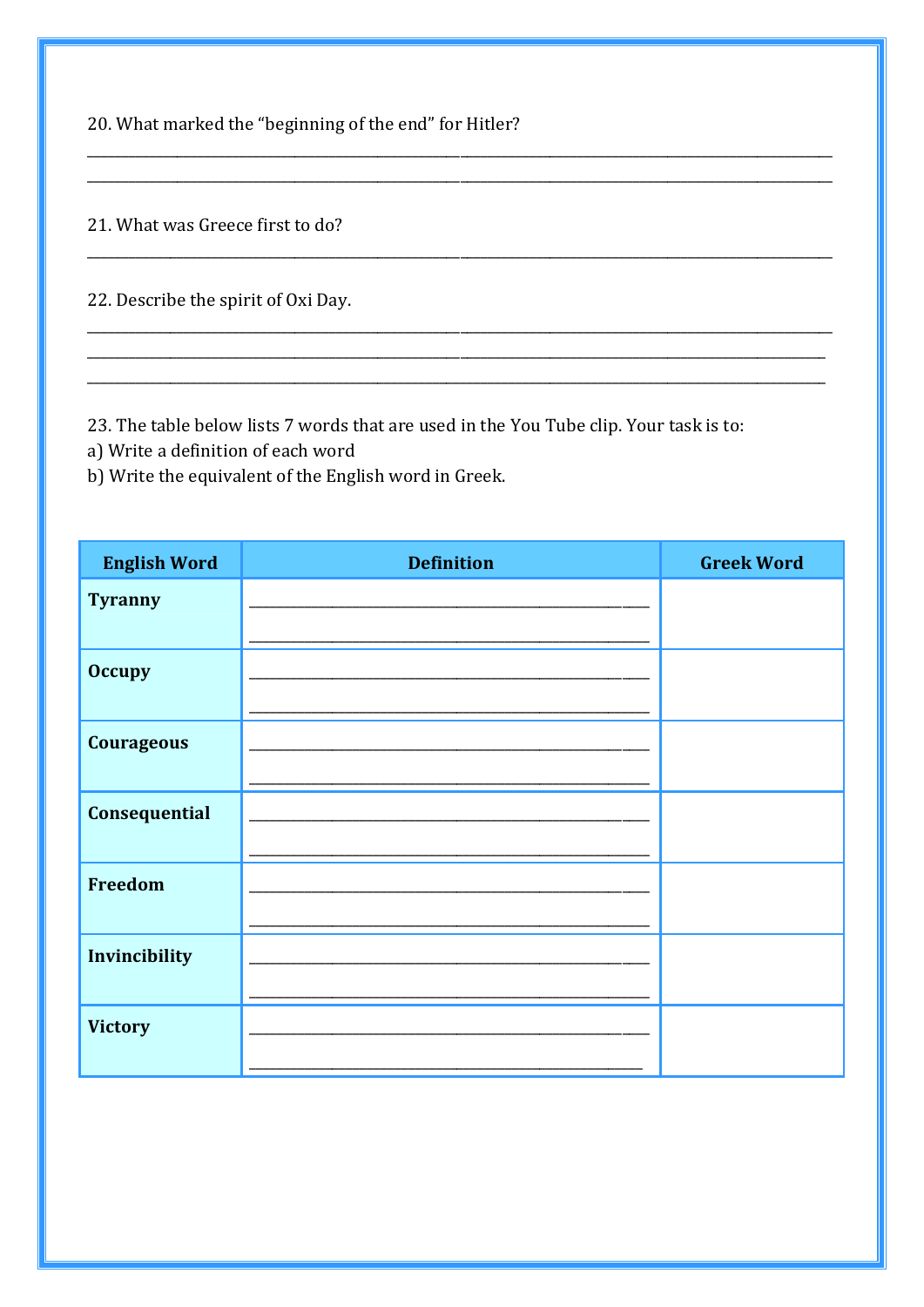20. What marked the "beginning of the end" for Hitler?

______________________________________________________________________________________

______________________________________________________________________________________

21. What was Greece first to do?

______________________________________________________________________________________

22. Describe the spirit of Oxi Day.

______________________________________________________________________________________

______________________________________________________________________________________

______________________________________________________________________________________

23. The table below lists 7 words that are used in the You Tube clip. Your task is to:
a) Write a definition of each word
b) Write the equivalent of the English word in Greek.

| English Word | Definition | Greek Word |
|---|---|---|
| **Tyranny** | ________________________________________ ________________________________________ | |
| **Occupy** | ________________________________________ ________________________________________ | |
| **Courageous** | ________________________________________ ________________________________________ | |
| **Consequential** | ________________________________________ ________________________________________ | |
| **Freedom** | ________________________________________ ________________________________________ | |
| **Invincibility** | ________________________________________ ________________________________________ | |
| **Victory** | ________________________________________ ________________________________________ | |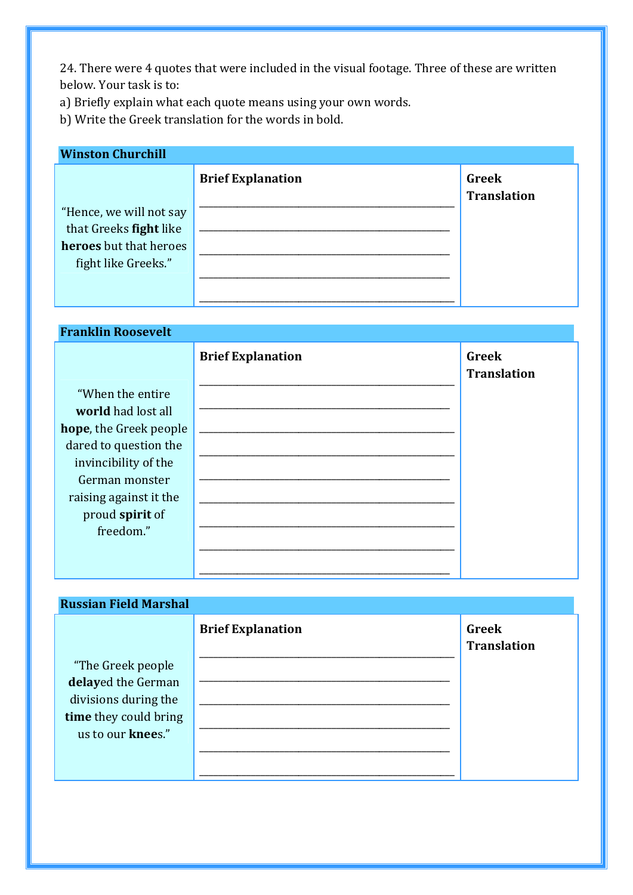24. There were 4 quotes that were included in the visual footage. Three of these are written below. Your task is to:

a) Briefly explain what each quote means using your own words.

b) Write the Greek translation for the words in bold.

**Winston Churchill**

| | Brief Explanation | Greek Translation |
|---|---|---|
| "Hence, we will not say that Greeks **fight** like **heroes** but that heroes fight like Greeks." | ____________________<br>____________________<br>____________________<br>____________________<br>____________________ | |

**Franklin Roosevelt**

| | Brief Explanation | Greek Translation |
|---|---|---|
| "When the entire **world** had lost all **hope**, the Greek people dared to question the invincibility of the German monster raising against it the proud **spirit** of freedom." | ____________________<br>____________________<br>____________________<br>____________________<br>____________________<br>____________________<br>____________________<br>____________________<br>____________________ | |

**Russian Field Marshal**

| | Brief Explanation | Greek Translation |
|---|---|---|
| "The Greek people **delay**ed the German divisions during the **time** they could bring us to our **knee**s." | ____________________<br>____________________<br>____________________<br>____________________<br>____________________<br>____________________ | |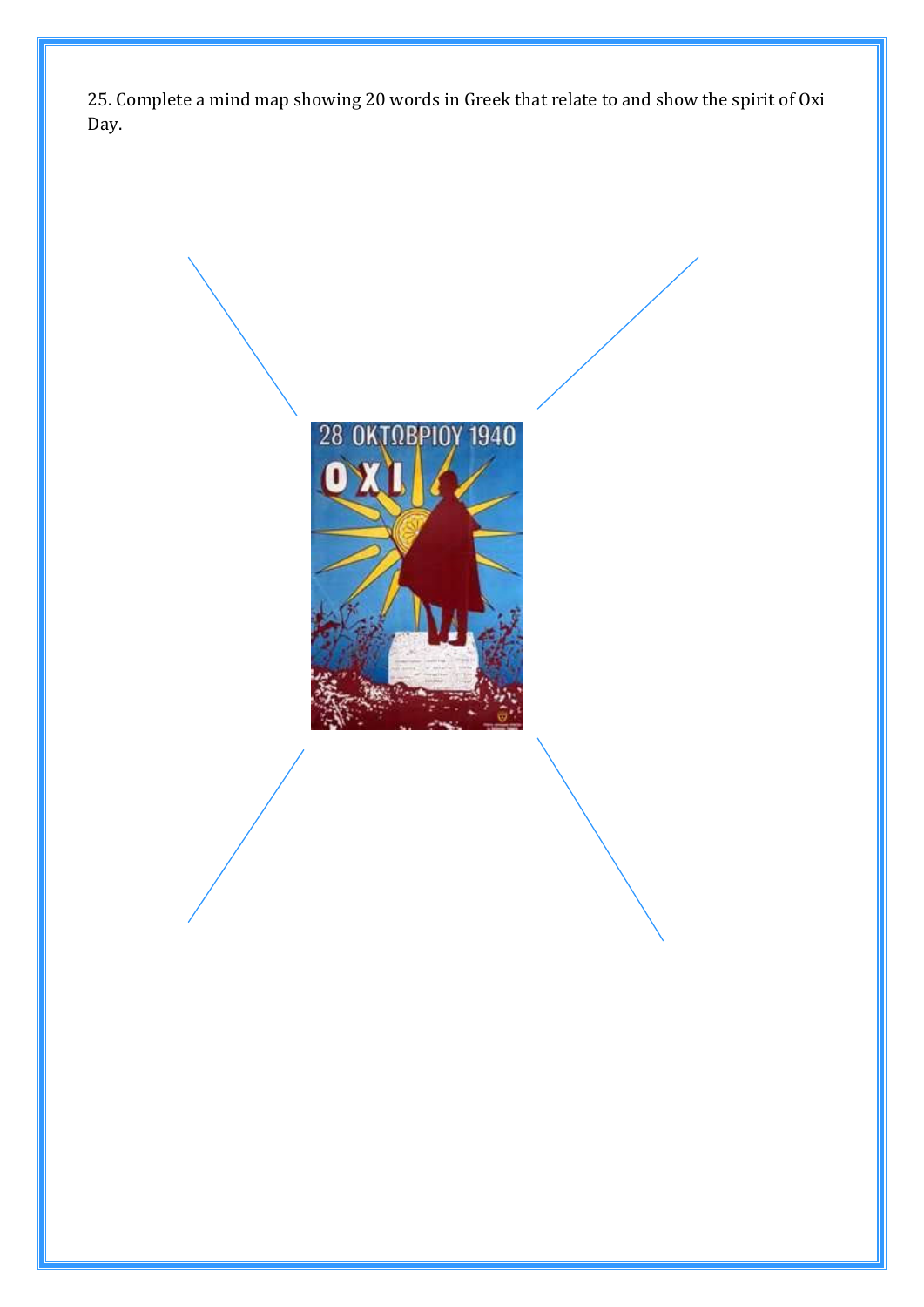25. Complete a mind map showing 20 words in Greek that relate to and show the spirit of Oxi Day.